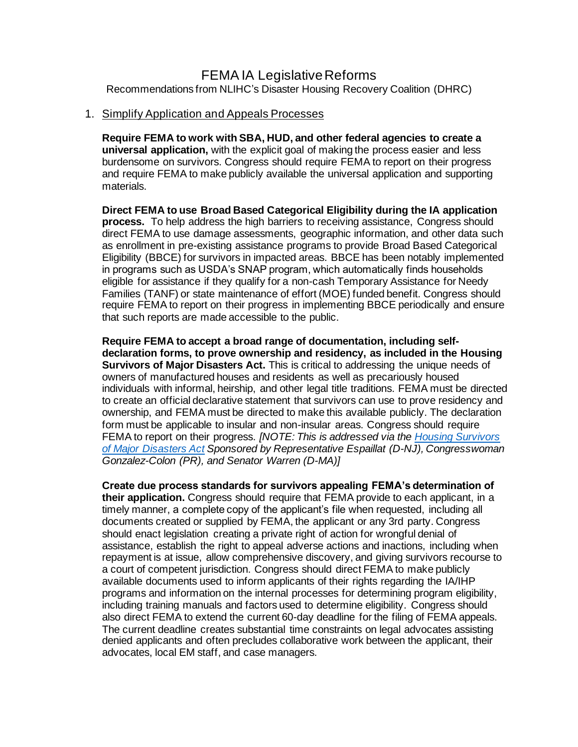# FEMA IA Legislative Reforms

Recommendations from NLIHC's Disaster Housing Recovery Coalition (DHRC)

## 1. Simplify Application and Appeals Processes

**Require FEMA to work with SBA, HUD, and other federal agencies to create a universal application,** with the explicit goal of making the process easier and less burdensome on survivors. Congress should require FEMA to report on their progress and require FEMA to make publicly available the universal application and supporting materials.

**Direct FEMA to use Broad Based Categorical Eligibility during the IA application process.** To help address the high barriers to receiving assistance, Congress should direct FEMA to use damage assessments, geographic information, and other data such as enrollment in pre-existing assistance programs to provide Broad Based Categorical Eligibility (BBCE) for survivors in impacted areas. BBCE has been notably implemented in programs such as USDA's SNAP program, which automatically finds households eligible for assistance if they qualify for a non-cash Temporary Assistance for Needy Families (TANF) or state maintenance of effort (MOE) funded benefit. Congress should require FEMA to report on their progress in implementing BBCE periodically and ensure that such reports are made accessible to the public.

**Require FEMA to accept a broad range of documentation, including self-declaration forms, to prove ownership and residency, as included in the Housing Survivors of Major Disasters Act.** This is critical to addressing the unique needs of owners of manufactured houses and residents as well as precariously housed individuals with informal, heirship, and other legal title traditions. FEMA must be directed to create an official declarative statement that survivors can use to prove residency and ownership, and FEMA must be directed to make this available publicly. The declaration form must be applicable to insular and non-insular areas. Congress should require FEMA to report on their progress. *[NOTE: This is addressed via the Housing Survivors of Major Disasters Act Sponsored by Representative Espaillat (D-NJ), Congresswoman Gonzalez-Colon (PR), and Senator Warren (D-MA)]*

**Create due process standards for survivors appealing FEMA's determination of their application.** Congress should require that FEMA provide to each applicant, in a timely manner, a complete copy of the applicant's file when requested, including all documents created or supplied by FEMA, the applicant or any 3rd party. Congress should enact legislation creating a private right of action for wrongful denial of assistance, establish the right to appeal adverse actions and inactions, including when repayment is at issue, allow comprehensive discovery, and giving survivors recourse to a court of competent jurisdiction. Congress should direct FEMA to make publicly available documents used to inform applicants of their rights regarding the IA/IHP programs and information on the internal processes for determining program eligibility, including training manuals and factors used to determine eligibility. Congress should also direct FEMA to extend the current 60-day deadline for the filing of FEMA appeals. The current deadline creates substantial time constraints on legal advocates assisting denied applicants and often precludes collaborative work between the applicant, their advocates, local EM staff, and case managers.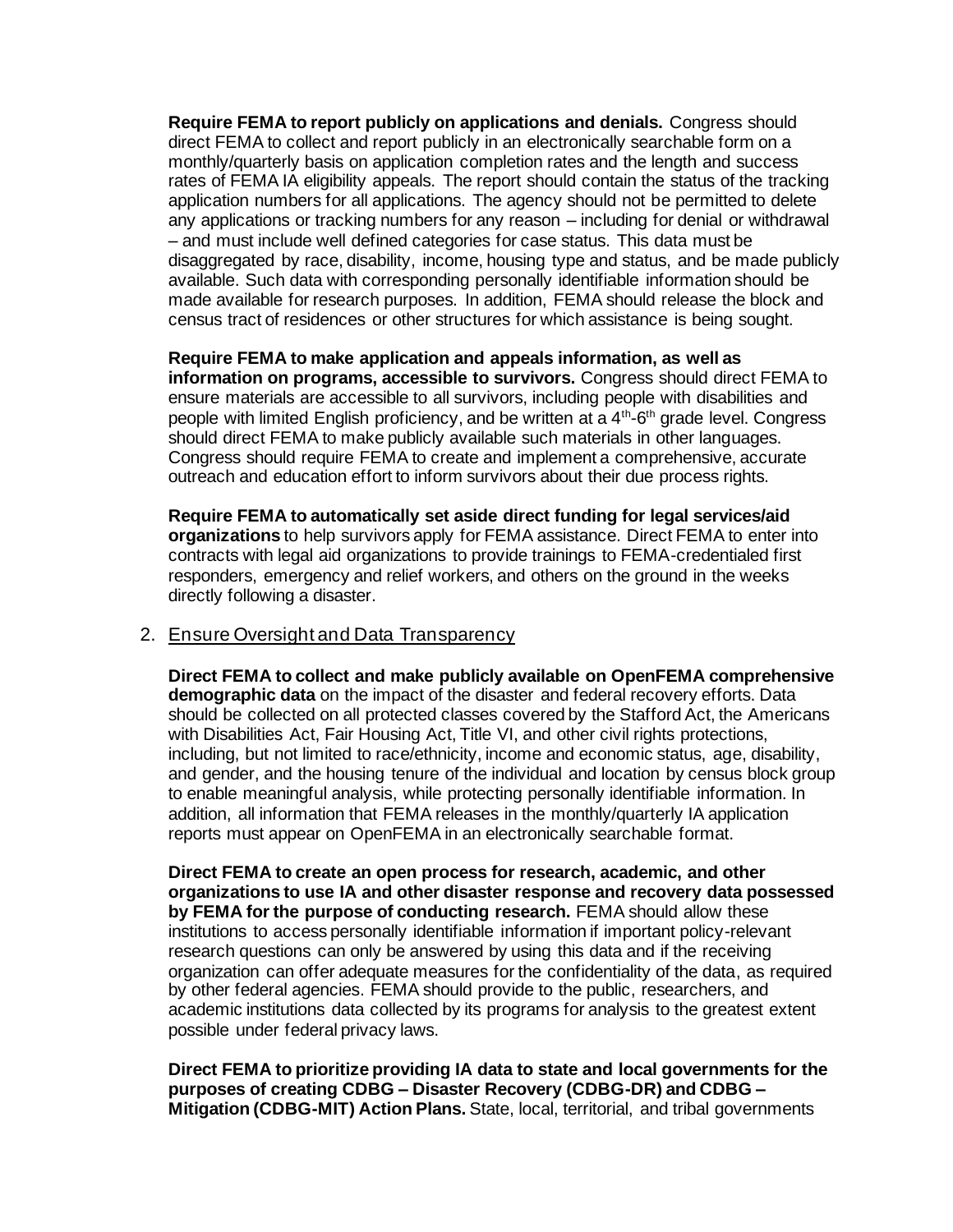**Require FEMA to report publicly on applications and denials.** Congress should direct FEMA to collect and report publicly in an electronically searchable form on a monthly/quarterly basis on application completion rates and the length and success rates of FEMA IA eligibility appeals. The report should contain the status of the tracking application numbers for all applications. The agency should not be permitted to delete any applications or tracking numbers for any reason – including for denial or withdrawal – and must include well defined categories for case status. This data must be disaggregated by race, disability, income, housing type and status, and be made publicly available. Such data with corresponding personally identifiable information should be made available for research purposes. In addition, FEMA should release the block and census tract of residences or other structures for which assistance is being sought.

**Require FEMA to make application and appeals information, as well as information on programs, accessible to survivors.** Congress should direct FEMA to ensure materials are accessible to all survivors, including people with disabilities and people with limited English proficiency, and be written at a 4th-6th grade level. Congress should direct FEMA to make publicly available such materials in other languages. Congress should require FEMA to create and implement a comprehensive, accurate outreach and education effort to inform survivors about their due process rights.

**Require FEMA to automatically set aside direct funding for legal services/aid organizations** to help survivors apply for FEMA assistance. Direct FEMA to enter into contracts with legal aid organizations to provide trainings to FEMA-credentialed first responders, emergency and relief workers, and others on the ground in the weeks directly following a disaster.

2. Ensure Oversight and Data Transparency

**Direct FEMA to collect and make publicly available on OpenFEMA comprehensive demographic data** on the impact of the disaster and federal recovery efforts. Data should be collected on all protected classes covered by the Stafford Act, the Americans with Disabilities Act, Fair Housing Act, Title VI, and other civil rights protections, including, but not limited to race/ethnicity, income and economic status, age, disability, and gender, and the housing tenure of the individual and location by census block group to enable meaningful analysis, while protecting personally identifiable information. In addition, all information that FEMA releases in the monthly/quarterly IA application reports must appear on OpenFEMA in an electronically searchable format.

**Direct FEMA to create an open process for research, academic, and other organizations to use IA and other disaster response and recovery data possessed by FEMA for the purpose of conducting research.** FEMA should allow these institutions to access personally identifiable information if important policy-relevant research questions can only be answered by using this data and if the receiving organization can offer adequate measures for the confidentiality of the data, as required by other federal agencies. FEMA should provide to the public, researchers, and academic institutions data collected by its programs for analysis to the greatest extent possible under federal privacy laws.

**Direct FEMA to prioritize providing IA data to state and local governments for the purposes of creating CDBG – Disaster Recovery (CDBG-DR) and CDBG – Mitigation (CDBG-MIT) Action Plans.** State, local, territorial, and tribal governments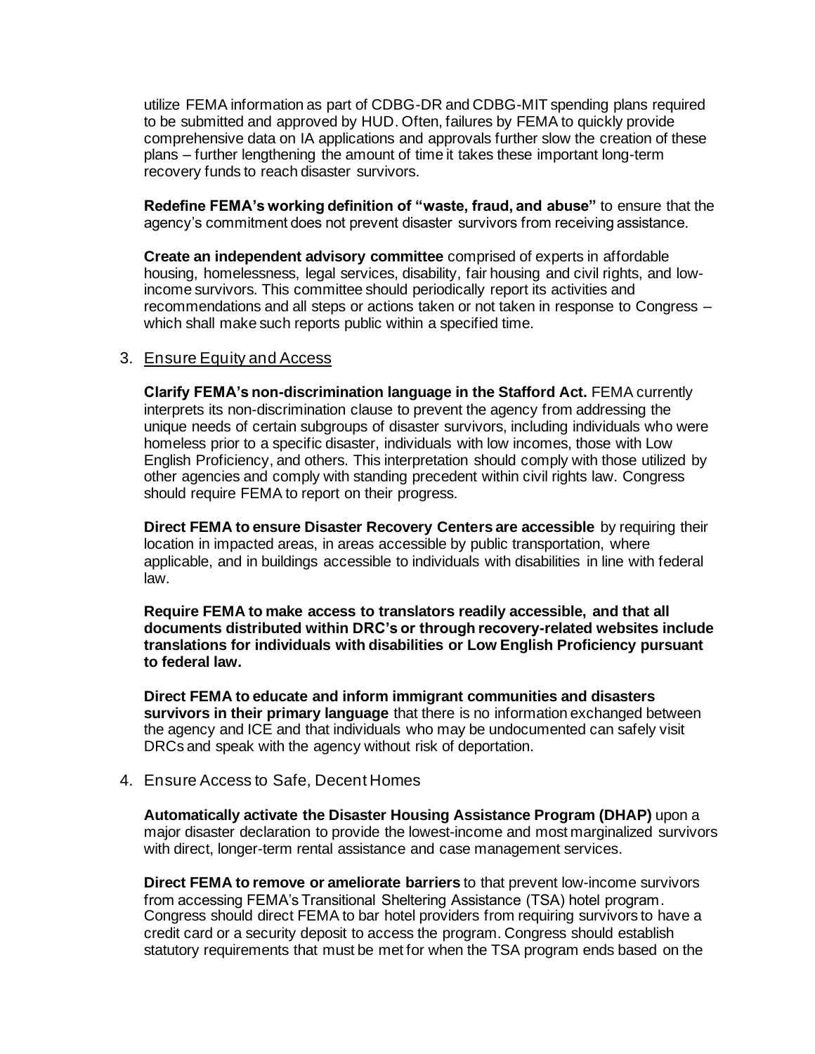utilize FEMA information as part of CDBG-DR and CDBG-MIT spending plans required to be submitted and approved by HUD. Often, failures by FEMA to quickly provide comprehensive data on IA applications and approvals further slow the creation of these plans – further lengthening the amount of time it takes these important long-term recovery funds to reach disaster survivors.

**Redefine FEMA's working definition of "waste, fraud, and abuse"** to ensure that the agency's commitment does not prevent disaster survivors from receiving assistance.

**Create an independent advisory committee** comprised of experts in affordable housing, homelessness, legal services, disability, fair housing and civil rights, and low-income survivors. This committee should periodically report its activities and recommendations and all steps or actions taken or not taken in response to Congress – which shall make such reports public within a specified time.

3. Ensure Equity and Access

**Clarify FEMA's non-discrimination language in the Stafford Act.** FEMA currently interprets its non-discrimination clause to prevent the agency from addressing the unique needs of certain subgroups of disaster survivors, including individuals who were homeless prior to a specific disaster, individuals with low incomes, those with Low English Proficiency, and others. This interpretation should comply with those utilized by other agencies and comply with standing precedent within civil rights law. Congress should require FEMA to report on their progress.

**Direct FEMA to ensure Disaster Recovery Centers are accessible** by requiring their location in impacted areas, in areas accessible by public transportation, where applicable, and in buildings accessible to individuals with disabilities in line with federal law.

**Require FEMA to make access to translators readily accessible, and that all documents distributed within DRC's or through recovery-related websites include translations for individuals with disabilities or Low English Proficiency pursuant to federal law.**

**Direct FEMA to educate and inform immigrant communities and disasters survivors in their primary language** that there is no information exchanged between the agency and ICE and that individuals who may be undocumented can safely visit DRCs and speak with the agency without risk of deportation.

4. Ensure Access to Safe, Decent Homes

**Automatically activate the Disaster Housing Assistance Program (DHAP)** upon a major disaster declaration to provide the lowest-income and most marginalized survivors with direct, longer-term rental assistance and case management services.

**Direct FEMA to remove or ameliorate barriers** to that prevent low-income survivors from accessing FEMA's Transitional Sheltering Assistance (TSA) hotel program. Congress should direct FEMA to bar hotel providers from requiring survivors to have a credit card or a security deposit to access the program. Congress should establish statutory requirements that must be met for when the TSA program ends based on the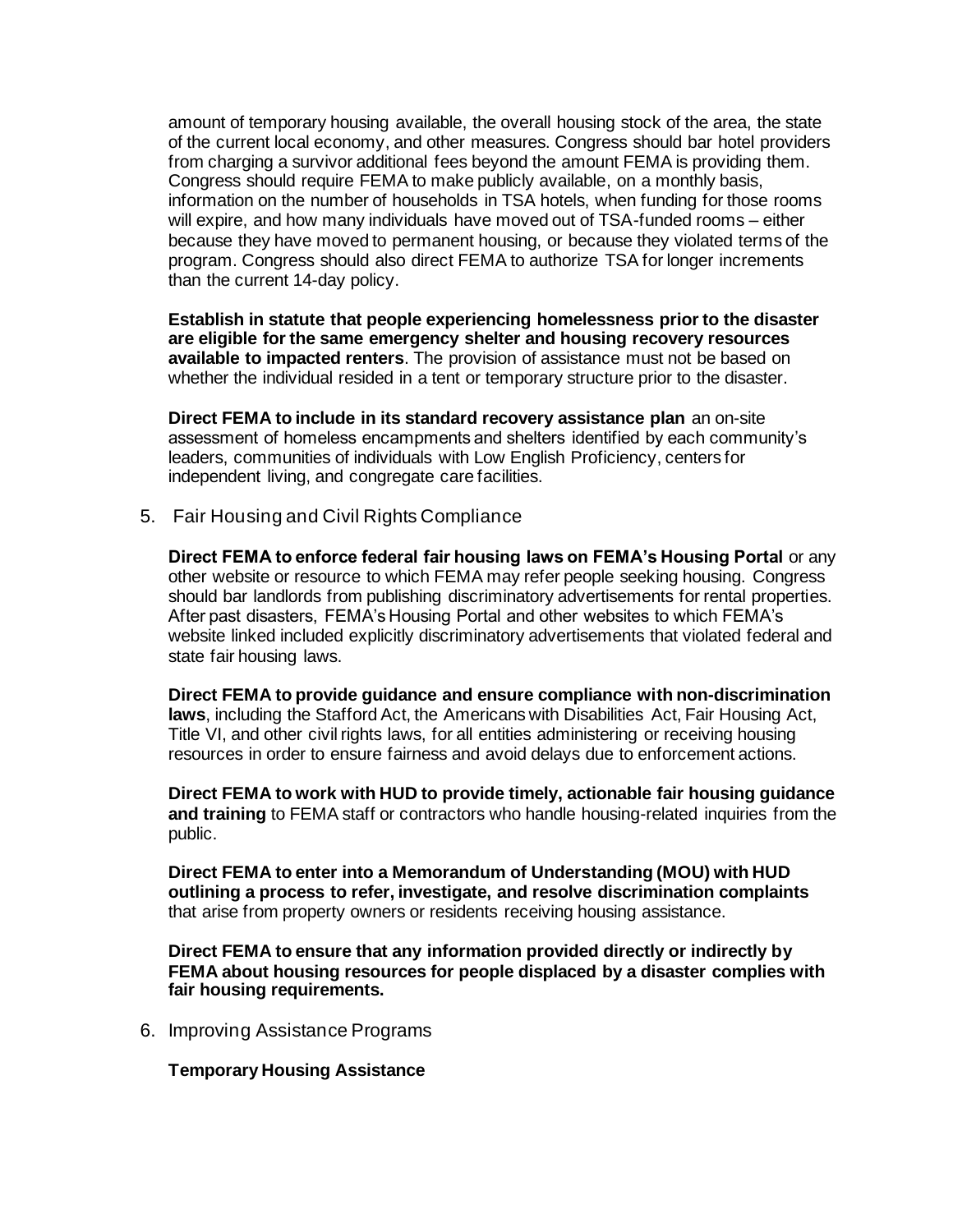amount of temporary housing available, the overall housing stock of the area, the state of the current local economy, and other measures. Congress should bar hotel providers from charging a survivor additional fees beyond the amount FEMA is providing them. Congress should require FEMA to make publicly available, on a monthly basis, information on the number of households in TSA hotels, when funding for those rooms will expire, and how many individuals have moved out of TSA-funded rooms – either because they have moved to permanent housing, or because they violated terms of the program. Congress should also direct FEMA to authorize TSA for longer increments than the current 14-day policy.

**Establish in statute that people experiencing homelessness prior to the disaster are eligible for the same emergency shelter and housing recovery resources available to impacted renters**. The provision of assistance must not be based on whether the individual resided in a tent or temporary structure prior to the disaster.

**Direct FEMA to include in its standard recovery assistance plan** an on-site assessment of homeless encampments and shelters identified by each community's leaders, communities of individuals with Low English Proficiency, centers for independent living, and congregate care facilities.

5. Fair Housing and Civil Rights Compliance

**Direct FEMA to enforce federal fair housing laws on FEMA's Housing Portal** or any other website or resource to which FEMA may refer people seeking housing. Congress should bar landlords from publishing discriminatory advertisements for rental properties. After past disasters, FEMA's Housing Portal and other websites to which FEMA's website linked included explicitly discriminatory advertisements that violated federal and state fair housing laws.

**Direct FEMA to provide guidance and ensure compliance with non-discrimination laws**, including the Stafford Act, the Americans with Disabilities Act, Fair Housing Act, Title VI, and other civil rights laws, for all entities administering or receiving housing resources in order to ensure fairness and avoid delays due to enforcement actions.

**Direct FEMA to work with HUD to provide timely, actionable fair housing guidance and training** to FEMA staff or contractors who handle housing-related inquiries from the public.

**Direct FEMA to enter into a Memorandum of Understanding (MOU) with HUD outlining a process to refer, investigate, and resolve discrimination complaints** that arise from property owners or residents receiving housing assistance.

**Direct FEMA to ensure that any information provided directly or indirectly by FEMA about housing resources for people displaced by a disaster complies with fair housing requirements.**

6. Improving Assistance Programs

**Temporary Housing Assistance**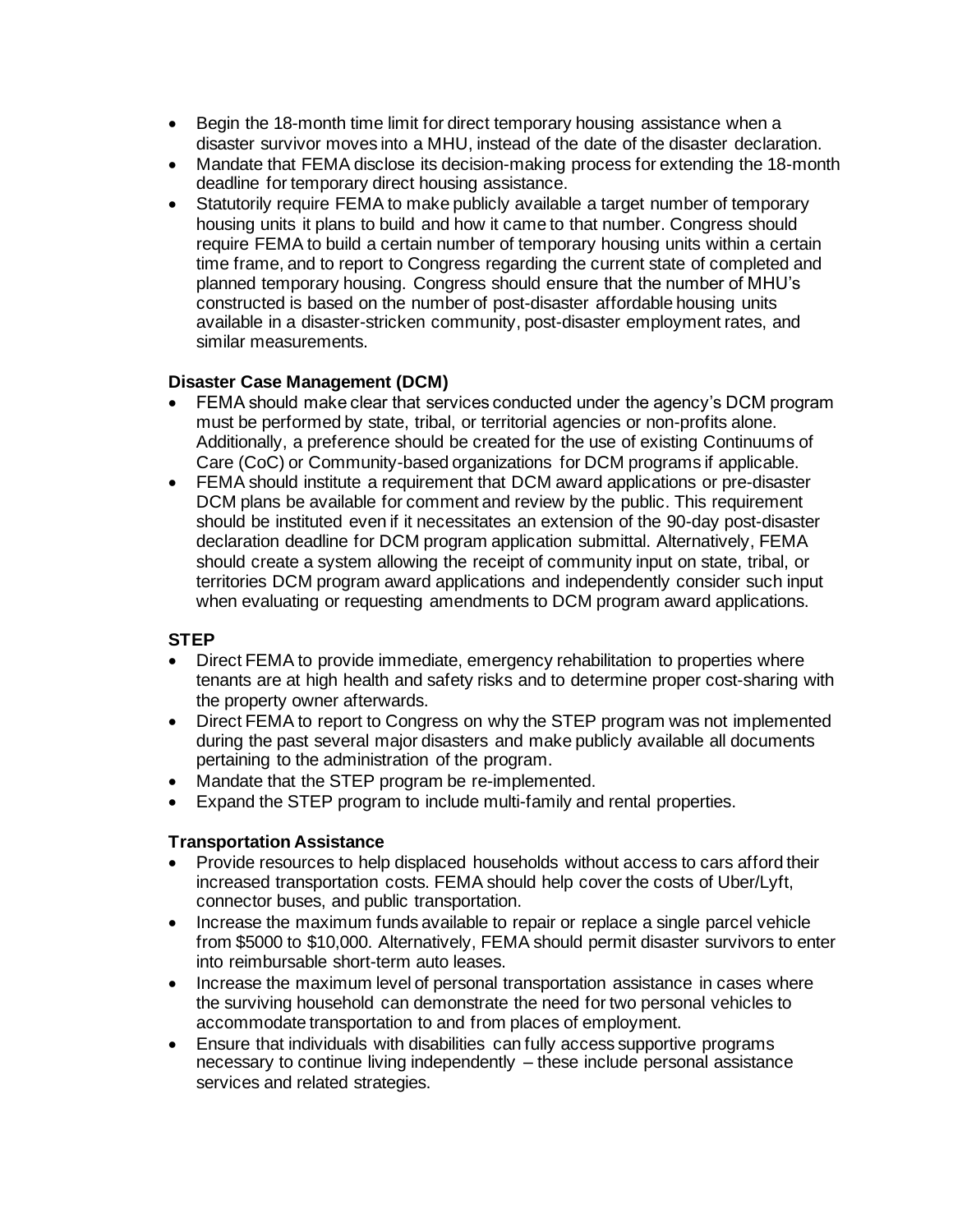- Begin the 18-month time limit for direct temporary housing assistance when a disaster survivor moves into a MHU, instead of the date of the disaster declaration.
- Mandate that FEMA disclose its decision-making process for extending the 18-month deadline for temporary direct housing assistance.
- Statutorily require FEMA to make publicly available a target number of temporary housing units it plans to build and how it came to that number. Congress should require FEMA to build a certain number of temporary housing units within a certain time frame, and to report to Congress regarding the current state of completed and planned temporary housing. Congress should ensure that the number of MHU's constructed is based on the number of post-disaster affordable housing units available in a disaster-stricken community, post-disaster employment rates, and similar measurements.

**Disaster Case Management (DCM)**

- FEMA should make clear that services conducted under the agency's DCM program must be performed by state, tribal, or territorial agencies or non-profits alone. Additionally, a preference should be created for the use of existing Continuums of Care (CoC) or Community-based organizations for DCM programs if applicable.
- FEMA should institute a requirement that DCM award applications or pre-disaster DCM plans be available for comment and review by the public. This requirement should be instituted even if it necessitates an extension of the 90-day post-disaster declaration deadline for DCM program application submittal. Alternatively, FEMA should create a system allowing the receipt of community input on state, tribal, or territories DCM program award applications and independently consider such input when evaluating or requesting amendments to DCM program award applications.

**STEP**

- Direct FEMA to provide immediate, emergency rehabilitation to properties where tenants are at high health and safety risks and to determine proper cost-sharing with the property owner afterwards.
- Direct FEMA to report to Congress on why the STEP program was not implemented during the past several major disasters and make publicly available all documents pertaining to the administration of the program.
- Mandate that the STEP program be re-implemented.
- Expand the STEP program to include multi-family and rental properties.

**Transportation Assistance**

- Provide resources to help displaced households without access to cars afford their increased transportation costs. FEMA should help cover the costs of Uber/Lyft, connector buses, and public transportation.
- Increase the maximum funds available to repair or replace a single parcel vehicle from $5000 to $10,000. Alternatively, FEMA should permit disaster survivors to enter into reimbursable short-term auto leases.
- Increase the maximum level of personal transportation assistance in cases where the surviving household can demonstrate the need for two personal vehicles to accommodate transportation to and from places of employment.
- Ensure that individuals with disabilities can fully access supportive programs necessary to continue living independently – these include personal assistance services and related strategies.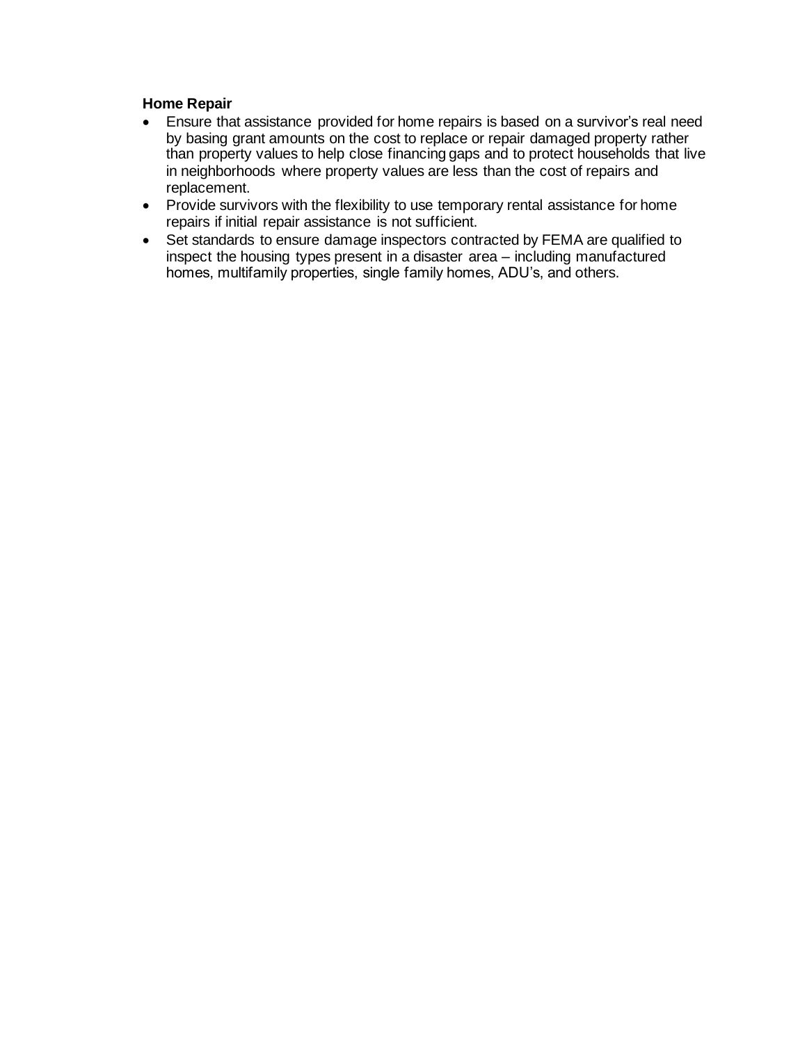**Home Repair**

- Ensure that assistance provided for home repairs is based on a survivor's real need by basing grant amounts on the cost to replace or repair damaged property rather than property values to help close financing gaps and to protect households that live in neighborhoods where property values are less than the cost of repairs and replacement.
- Provide survivors with the flexibility to use temporary rental assistance for home repairs if initial repair assistance is not sufficient.
- Set standards to ensure damage inspectors contracted by FEMA are qualified to inspect the housing types present in a disaster area – including manufactured homes, multifamily properties, single family homes, ADU's, and others.